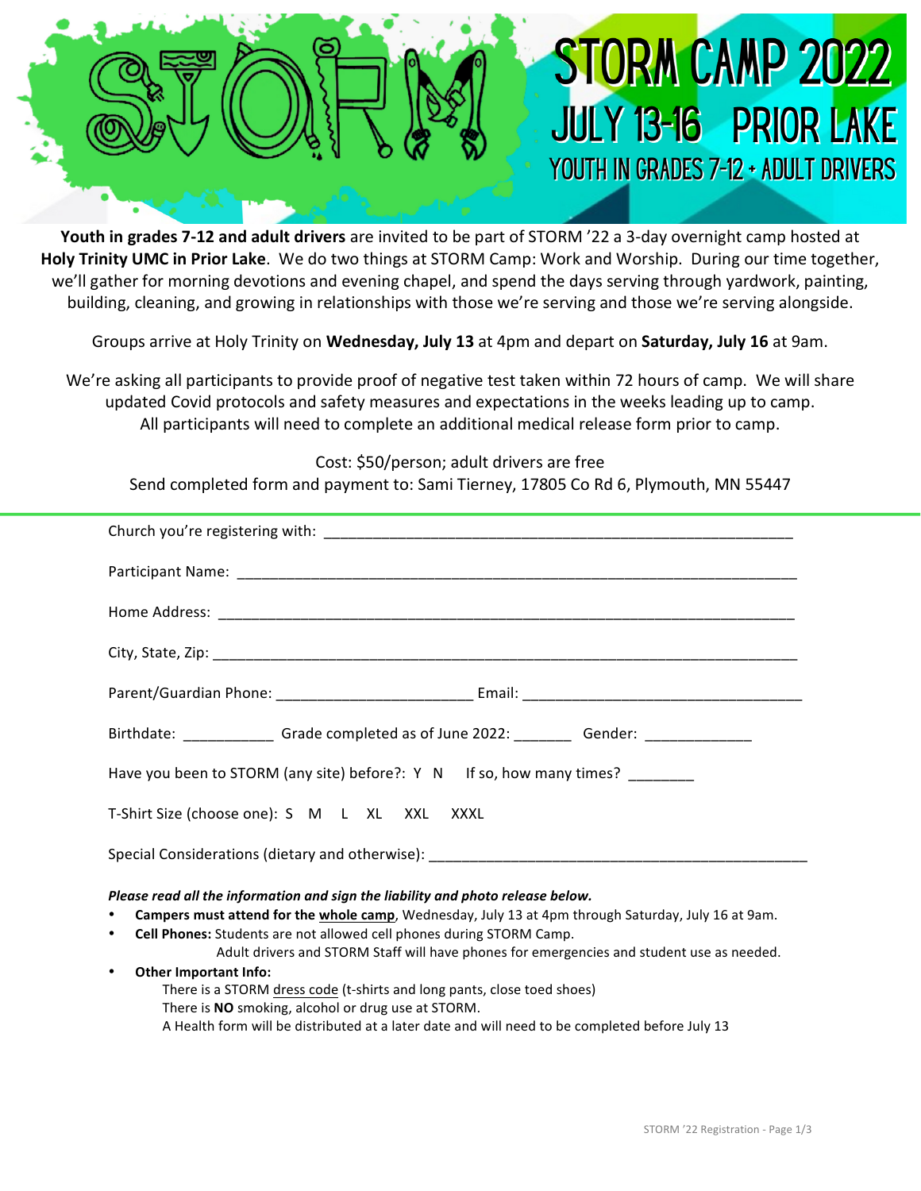# STORM CAMP 2022

## JULY 13-16 PRIOR LAKE

### YOUTH IN GRADES 7-12 + ADULT DRIVERS

**Youth in grades 7-12 and adult drivers** are invited to be part of STORM '22 a 3-day overnight camp hosted at **Holy Trinity UMC in Prior Lake**. We do two things at STORM Camp: Work and Worship. During our time together, we'll gather for morning devotions and evening chapel, and spend the days serving through yardwork, painting, building, cleaning, and growing in relationships with those we're serving and those we're serving alongside.

Groups arrive at Holy Trinity on **Wednesday, July 13** at 4pm and depart on **Saturday, July 16** at 9am.

We're asking all participants to provide proof of negative test taken within 72 hours of camp. We will share updated Covid protocols and safety measures and expectations in the weeks leading up to camp. All participants will need to complete an additional medical release form prior to camp.

Cost: $50/person; adult drivers are free
Send completed form and payment to: Sami Tierney, 17805 Co Rd 6, Plymouth, MN 55447

---

Church you're registering with: ____________________________________________

Participant Name: ____________________________________________

Home Address: ____________________________________________

City, State, Zip: ____________________________________________

Parent/Guardian Phone: ______________________ Email: ______________________

Birthdate: ___________ Grade completed as of June 2022: _______ Gender: _____________

Have you been to STORM (any site) before?: Y N If so, how many times? ________

T-Shirt Size (choose one): S M L XL XXL XXXL

Special Considerations (dietary and otherwise): ____________________________________________

***Please read all the information and sign the liability and photo release below.***

- **Campers must attend for the whole camp**, Wednesday, July 13 at 4pm through Saturday, July 16 at 9am.
- **Cell Phones:** Students are not allowed cell phones during STORM Camp.
  Adult drivers and STORM Staff will have phones for emergencies and student use as needed.
- **Other Important Info:**
  There is a STORM dress code (t-shirts and long pants, close toed shoes)
  There is **NO** smoking, alcohol or drug use at STORM.
  A Health form will be distributed at a later date and will need to be completed before July 13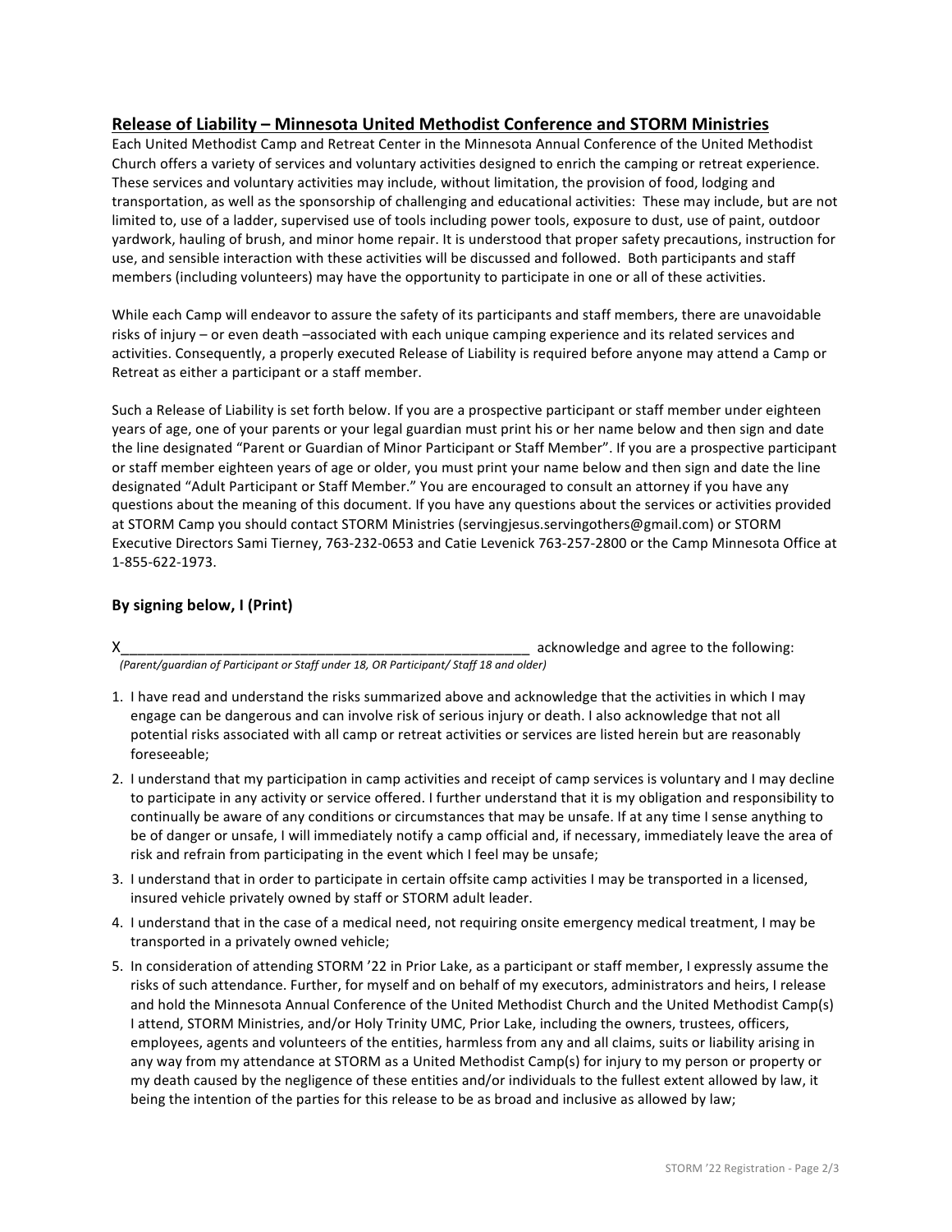## Release of Liability – Minnesota United Methodist Conference and STORM Ministries

Each United Methodist Camp and Retreat Center in the Minnesota Annual Conference of the United Methodist Church offers a variety of services and voluntary activities designed to enrich the camping or retreat experience. These services and voluntary activities may include, without limitation, the provision of food, lodging and transportation, as well as the sponsorship of challenging and educational activities: These may include, but are not limited to, use of a ladder, supervised use of tools including power tools, exposure to dust, use of paint, outdoor yardwork, hauling of brush, and minor home repair. It is understood that proper safety precautions, instruction for use, and sensible interaction with these activities will be discussed and followed. Both participants and staff members (including volunteers) may have the opportunity to participate in one or all of these activities.

While each Camp will endeavor to assure the safety of its participants and staff members, there are unavoidable risks of injury – or even death –associated with each unique camping experience and its related services and activities. Consequently, a properly executed Release of Liability is required before anyone may attend a Camp or Retreat as either a participant or a staff member.

Such a Release of Liability is set forth below. If you are a prospective participant or staff member under eighteen years of age, one of your parents or your legal guardian must print his or her name below and then sign and date the line designated "Parent or Guardian of Minor Participant or Staff Member". If you are a prospective participant or staff member eighteen years of age or older, you must print your name below and then sign and date the line designated "Adult Participant or Staff Member." You are encouraged to consult an attorney if you have any questions about the meaning of this document. If you have any questions about the services or activities provided at STORM Camp you should contact STORM Ministries (servingjesus.servingothers@gmail.com) or STORM Executive Directors Sami Tierney, 763-232-0653 and Catie Levenick 763-257-2800 or the Camp Minnesota Office at 1-855-622-1973.

### By signing below, I (Print)

X_____________________________________________________ acknowledge and agree to the following:
*(Parent/guardian of Participant or Staff under 18, OR Participant/ Staff 18 and older)*

1. I have read and understand the risks summarized above and acknowledge that the activities in which I may engage can be dangerous and can involve risk of serious injury or death. I also acknowledge that not all potential risks associated with all camp or retreat activities or services are listed herein but are reasonably foreseeable;
2. I understand that my participation in camp activities and receipt of camp services is voluntary and I may decline to participate in any activity or service offered. I further understand that it is my obligation and responsibility to continually be aware of any conditions or circumstances that may be unsafe. If at any time I sense anything to be of danger or unsafe, I will immediately notify a camp official and, if necessary, immediately leave the area of risk and refrain from participating in the event which I feel may be unsafe;
3. I understand that in order to participate in certain offsite camp activities I may be transported in a licensed, insured vehicle privately owned by staff or STORM adult leader.
4. I understand that in the case of a medical need, not requiring onsite emergency medical treatment, I may be transported in a privately owned vehicle;
5. In consideration of attending STORM '22 in Prior Lake, as a participant or staff member, I expressly assume the risks of such attendance. Further, for myself and on behalf of my executors, administrators and heirs, I release and hold the Minnesota Annual Conference of the United Methodist Church and the United Methodist Camp(s) I attend, STORM Ministries, and/or Holy Trinity UMC, Prior Lake, including the owners, trustees, officers, employees, agents and volunteers of the entities, harmless from any and all claims, suits or liability arising in any way from my attendance at STORM as a United Methodist Camp(s) for injury to my person or property or my death caused by the negligence of these entities and/or individuals to the fullest extent allowed by law, it being the intention of the parties for this release to be as broad and inclusive as allowed by law;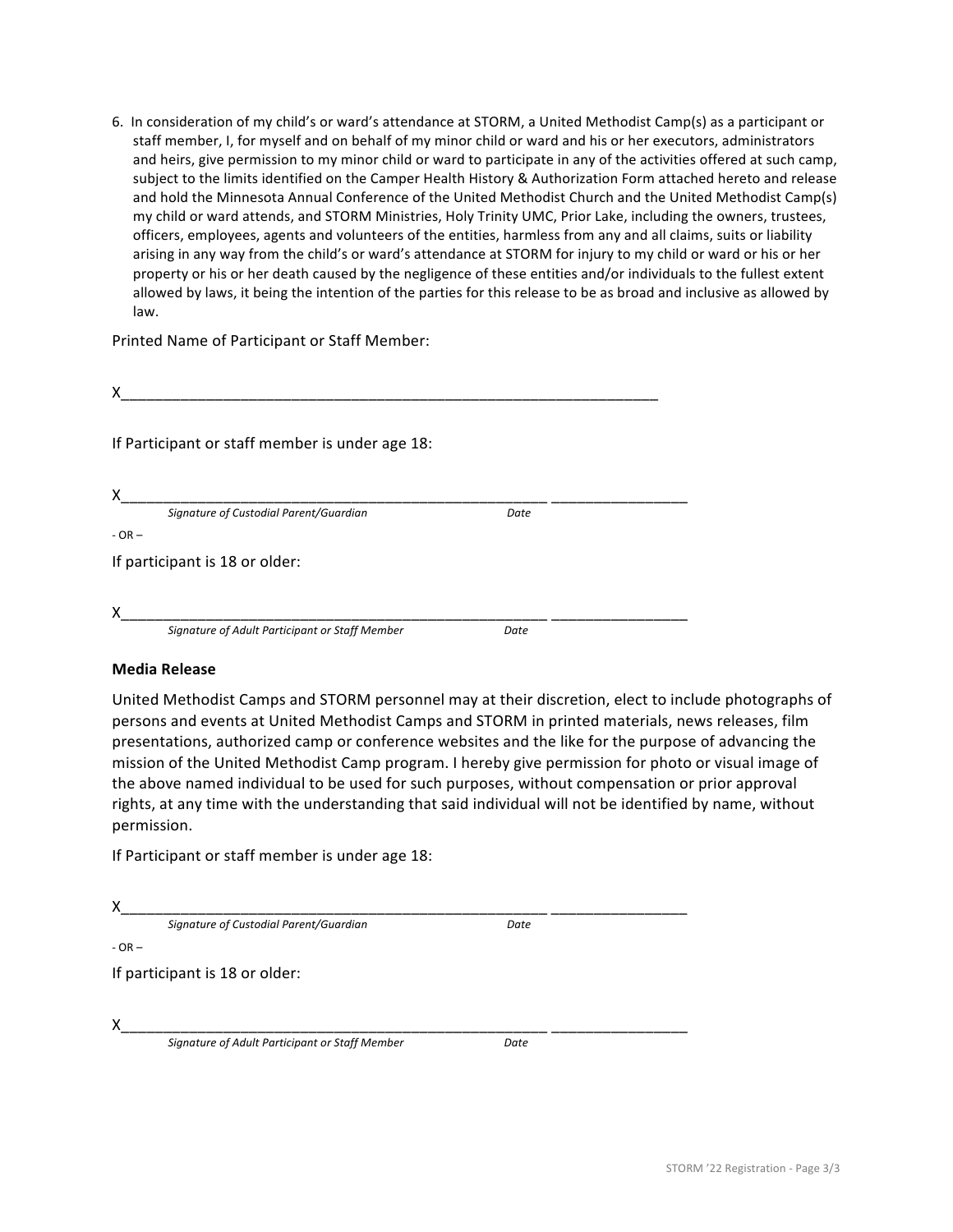6. In consideration of my child's or ward's attendance at STORM, a United Methodist Camp(s) as a participant or staff member, I, for myself and on behalf of my minor child or ward and his or her executors, administrators and heirs, give permission to my minor child or ward to participate in any of the activities offered at such camp, subject to the limits identified on the Camper Health History & Authorization Form attached hereto and release and hold the Minnesota Annual Conference of the United Methodist Church and the United Methodist Camp(s) my child or ward attends, and STORM Ministries, Holy Trinity UMC, Prior Lake, including the owners, trustees, officers, employees, agents and volunteers of the entities, harmless from any and all claims, suits or liability arising in any way from the child's or ward's attendance at STORM for injury to my child or ward or his or her property or his or her death caused by the negligence of these entities and/or individuals to the fullest extent allowed by laws, it being the intention of the parties for this release to be as broad and inclusive as allowed by law.

Printed Name of Participant or Staff Member:

X_________________________________________________________________

If Participant or staff member is under age 18:

X_____________________________________________________ _________________

*Signature of Custodial Parent/Guardian* *Date*

- OR –

If participant is 18 or older:

X_____________________________________________________ _________________

*Signature of Adult Participant or Staff Member* *Date*

**Media Release**

United Methodist Camps and STORM personnel may at their discretion, elect to include photographs of persons and events at United Methodist Camps and STORM in printed materials, news releases, film presentations, authorized camp or conference websites and the like for the purpose of advancing the mission of the United Methodist Camp program. I hereby give permission for photo or visual image of the above named individual to be used for such purposes, without compensation or prior approval rights, at any time with the understanding that said individual will not be identified by name, without permission.

If Participant or staff member is under age 18:

X_____________________________________________________ _________________

*Signature of Custodial Parent/Guardian* *Date*

- OR –

If participant is 18 or older:

X_____________________________________________________ _________________

*Signature of Adult Participant or Staff Member* *Date*